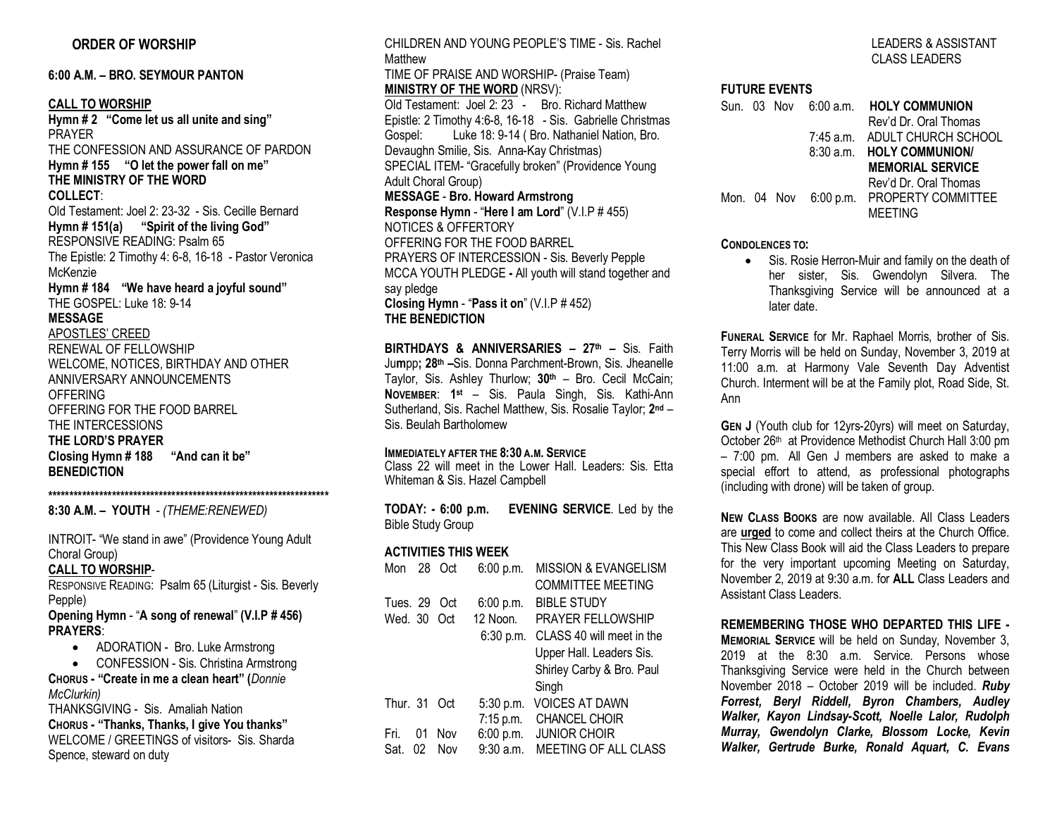## ORDER OF WORSHIP

### 6:00 A.M. – BRO. SEYMOUR PANTON

**CALL TO WORSHIP**

**Hymn # 2 "Come let us all unite and sing"**
PRAYER
THE CONFESSION AND ASSURANCE OF PARDON
**Hymn # 155 "O let the power fall on me"**
**THE MINISTRY OF THE WORD**
**COLLECT**:
Old Testament: Joel 2: 23-32 - Sis. Cecille Bernard
**Hymn # 151(a) "Spirit of the living God"**
RESPONSIVE READING: Psalm 65
The Epistle: 2 Timothy 4: 6-8, 16-18 - Pastor Veronica McKenzie
**Hymn # 184 "We have heard a joyful sound"**
THE GOSPEL: Luke 18: 9-14
**MESSAGE**
APOSTLES' CREED
RENEWAL OF FELLOWSHIP
WELCOME, NOTICES, BIRTHDAY AND OTHER ANNIVERSARY ANNOUNCEMENTS
OFFERING
OFFERING FOR THE FOOD BARREL
THE INTERCESSIONS
**THE LORD'S PRAYER**
**Closing Hymn # 188 "And can it be"**
**BENEDICTION**

*********************************************************************

### 8:30 A.M. – YOUTH - *(THEME:RENEWED)*

INTROIT- "We stand in awe" (Providence Young Adult Choral Group)

**CALL TO WORSHIP**-

RESPONSIVE READING: Psalm 65 (Liturgist - Sis. Beverly Pepple)

**Opening Hymn** - "**A song of renewal**" **(V.I.P # 456)**

**PRAYERS**:

- ADORATION - Bro. Luke Armstrong
- CONFESSION - Sis. Christina Armstrong

**CHORUS - "Create in me a clean heart" (***Donnie McClurkin)*

THANKSGIVING - Sis. Amaliah Nation

**CHORUS - "Thanks, Thanks, I give You thanks"**

WELCOME / GREETINGS of visitors- Sis. Sharda Spence, steward on duty

CHILDREN AND YOUNG PEOPLE'S TIME - Sis. Rachel Matthew

TIME OF PRAISE AND WORSHIP- (Praise Team)

**MINISTRY OF THE WORD** (NRSV):

Old Testament: Joel 2: 23 - Bro. Richard Matthew
Epistle: 2 Timothy 4:6-8, 16-18 - Sis. Gabrielle Christmas
Gospel: Luke 18: 9-14 ( Bro. Nathaniel Nation, Bro. Devaughn Smilie, Sis. Anna-Kay Christmas)
SPECIAL ITEM- "Gracefully broken" (Providence Young Adult Choral Group)
**MESSAGE** - **Bro. Howard Armstrong**
**Response Hymn** - "**Here I am Lord**" (V.I.P # 455)
NOTICES & OFFERTORY
OFFERING FOR THE FOOD BARREL
PRAYERS OF INTERCESSION - Sis. Beverly Pepple
**MCCA YOUTH PLEDGE -** All youth will stand together and say pledge
**Closing Hymn** - "**Pass it on**" (V.I.P # 452)
**THE BENEDICTION**

**BIRTHDAYS & ANNIVERSARIES – 27th –** Sis. Faith Jumpp**; 28th –**Sis. Donna Parchment-Brown, Sis. Jheanelle Taylor, Sis. Ashley Thurlow; **30th** – Bro. Cecil McCain; **NOVEMBER**: **1st** – Sis. Paula Singh, Sis. Kathi-Ann Sutherland, Sis. Rachel Matthew, Sis. Rosalie Taylor; **2nd** – Sis. Beulah Bartholomew

**IMMEDIATELY AFTER THE 8:30 A.M. SERVICE**
Class 22 will meet in the Lower Hall. Leaders: Sis. Etta Whiteman & Sis. Hazel Campbell

**TODAY: - 6:00 p.m. EVENING SERVICE**. Led by the Bible Study Group

**ACTIVITIES THIS WEEK**

| | | |
|---|---|---|
| Mon 28 Oct | 6:00 p.m. | MISSION & EVANGELISM COMMITTEE MEETING |
| Tues. 29 Oct | 6:00 p.m. | BIBLE STUDY |
| Wed. 30 Oct | 12 Noon. | PRAYER FELLOWSHIP |
| | 6:30 p.m. | CLASS 40 will meet in the Upper Hall. Leaders Sis. Shirley Carby & Bro. Paul Singh |
| Thur. 31 Oct | 5:30 p.m. | VOICES AT DAWN |
| | 7:15 p.m. | CHANCEL CHOIR |
| Fri. 01 Nov | 6:00 p.m. | JUNIOR CHOIR |
| Sat. 02 Nov | 9:30 a.m. | MEETING OF ALL CLASS LEADERS & ASSISTANT CLASS LEADERS |

**FUTURE EVENTS**

| | | |
|---|---|---|
| Sun. 03 Nov | 6:00 a.m. | **HOLY COMMUNION** Rev'd Dr. Oral Thomas |
| | 7:45 a.m. | ADULT CHURCH SCHOOL |
| | 8:30 a.m. | **HOLY COMMUNION/ MEMORIAL SERVICE** Rev'd Dr. Oral Thomas |
| Mon. 04 Nov | 6:00 p.m. | PROPERTY COMMITTEE MEETING |

**CONDOLENCES TO:**

- Sis. Rosie Herron-Muir and family on the death of her sister, Sis. Gwendolyn Silvera. The Thanksgiving Service will be announced at a later date.

**FUNERAL SERVICE** for Mr. Raphael Morris, brother of Sis. Terry Morris will be held on Sunday, November 3, 2019 at 11:00 a.m. at Harmony Vale Seventh Day Adventist Church. Interment will be at the Family plot, Road Side, St. Ann

**GEN J** (Youth club for 12yrs-20yrs) will meet on Saturday, October 26th at Providence Methodist Church Hall 3:00 pm – 7:00 pm. All Gen J members are asked to make a special effort to attend, as professional photographs (including with drone) will be taken of group.

**NEW CLASS BOOKS** are now available. All Class Leaders are **urged** to come and collect theirs at the Church Office. This New Class Book will aid the Class Leaders to prepare for the very important upcoming Meeting on Saturday, November 2, 2019 at 9:30 a.m. for **ALL** Class Leaders and Assistant Class Leaders.

**REMEMBERING THOSE WHO DEPARTED THIS LIFE - MEMORIAL SERVICE** will be held on Sunday, November 3, 2019 at the 8:30 a.m. Service. Persons whose Thanksgiving Service were held in the Church between November 2018 – October 2019 will be included. ***Ruby Forrest, Beryl Riddell, Byron Chambers, Audley Walker, Kayon Lindsay-Scott, Noelle Lalor, Rudolph Murray, Gwendolyn Clarke, Blossom Locke, Kevin Walker, Gertrude Burke, Ronald Aquart, C. Evans***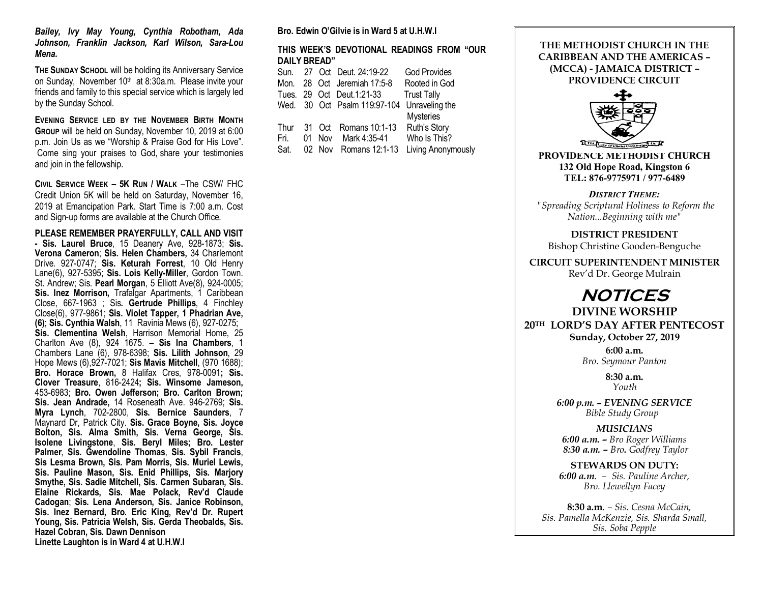***Bailey, Ivy May Young, Cynthia Robotham, Ada Johnson, Franklin Jackson, Karl Wilson, Sara-Lou Mena.***

**THE SUNDAY SCHOOL** will be holding its Anniversary Service on Sunday, November 10th at 8:30a.m. Please invite your friends and family to this special service which is largely led by the Sunday School.

**EVENING SERVICE LED BY THE NOVEMBER BIRTH MONTH GROUP** will be held on Sunday, November 10, 2019 at 6:00 p.m. Join Us as we "Worship & Praise God for His Love". Come sing your praises to God, share your testimonies and join in the fellowship.

**CIVIL SERVICE WEEK – 5K RUN / WALK** –The CSW/ FHC Credit Union 5K will be held on Saturday, November 16, 2019 at Emancipation Park. Start Time is 7:00 a.m. Cost and Sign-up forms are available at the Church Office.

**PLEASE REMEMBER PRAYERFULLY, CALL AND VISIT - Sis. Laurel Bruce**, 15 Deanery Ave, 928-1873; **Sis. Verona Cameron**; **Sis. Helen Chambers,** 34 Charlemont Drive. 927-0747; **Sis. Keturah Forrest**, 10 Old Henry Lane(6), 927-5395; **Sis. Lois Kelly-Miller**, Gordon Town. St. Andrew; Sis. **Pearl Morgan**, 5 Elliott Ave(8), 924-0005; **Sis. Inez Morrison,** Trafalgar Apartments, 1 Caribbean Close, 667-1963 ; Sis**. Gertrude Phillips**, 4 Finchley Close(6), 977-9861; **Sis. Violet Tapper, 1 Phadrian Ave, (6)**; **Sis. Cynthia Walsh**, 11 Ravinia Mews (6), 927-0275; **Sis. Clementina Welsh**, Harrison Memorial Home, 25 Charlton Ave (8), 924 1675. **– Sis Ina Chambers**, 1 Chambers Lane (6), 978-6398; **Sis. Lilith Johnson**, 29 Hope Mews (6),927-7021; **Sis Mavis Mitchell**, (970 1688); **Bro. Horace Brown,** 8 Halifax Cres, 978-0091**; Sis. Clover Treasure**, 816-2424**; Sis. Winsome Jameson,** 453-6983; **Bro. Owen Jefferson; Bro. Carlton Brown; Sis. Jean Andrade,** 14 Roseneath Ave. 946-2769; **Sis. Myra Lynch**, 702-2800, **Sis. Bernice Saunders**, 7 Maynard Dr, Patrick City. **Sis. Grace Boyne, Sis. Joyce Bolton, Sis. Alma Smith, Sis. Verna George, Sis. Isolene Livingstone**, **Sis. Beryl Miles; Bro. Lester Palmer**, **Sis. Gwendoline Thomas**, **Sis. Sybil Francis**, **Sis Lesma Brown, Sis. Pam Morris, Sis. Muriel Lewis, Sis. Pauline Mason, Sis. Enid Phillips, Sis. Marjory Smythe, Sis. Sadie Mitchell, Sis. Carmen Subaran, Sis. Elaine Rickards, Sis. Mae Polack, Rev'd Claude Cadogan**; **Sis. Lena Anderson, Sis. Janice Robinson, Sis. Inez Bernard, Bro. Eric King, Rev'd Dr. Rupert Young, Sis. Patricia Welsh, Sis. Gerda Theobalds, Sis. Hazel Cobran, Sis. Dawn Dennison**

**Linette Laughton is in Ward 4 at U.H.W.I**

**Bro. Edwin O'Gilvie is in Ward 5 at U.H.W.I**

**THIS WEEK'S DEVOTIONAL READINGS FROM "OUR DAILY BREAD"**

| | | | | |
|---|---|---|---|---|
| Sun. | 27 | Oct | Deut. 24:19-22 | God Provides |
| Mon. | 28 | Oct | Jeremiah 17:5-8 | Rooted in God |
| Tues. | 29 | Oct | Deut.1:21-33 | Trust Tally |
| Wed. | 30 | Oct | Psalm 119:97-104 | Unraveling the Mysteries |
| Thur | 31 | Oct | Romans 10:1-13 | Ruth's Story |
| Fri. | 01 | Nov | Mark 4:35-41 | Who Is This? |
| Sat. | 02 | Nov | Romans 12:1-13 | Living Anonymously |

**THE METHODIST CHURCH IN THE CARIBBEAN AND THE AMERICAS – (MCCA) - JAMAICA DISTRICT – PROVIDENCE CIRCUIT**

**PROVIDENCE METHODIST CHURCH**
**132 Old Hope Road, Kingston 6**
**TEL: 876-9775971 / 977-6489**

***DISTRICT THEME:***
*"Spreading Scriptural Holiness to Reform the Nation...Beginning with me"*

**DISTRICT PRESIDENT**
Bishop Christine Gooden-Benguche

**CIRCUIT SUPERINTENDENT MINISTER**
Rev'd Dr. George Mulrain

# NOTICES

## DIVINE WORSHIP

**20TH LORD'S DAY AFTER PENTECOST**
**Sunday, October 27, 2019**

**6:00 a.m.**
*Bro. Seymour Panton*

**8:30 a.m.**
*Youth*

***6:00 p.m. – EVENING SERVICE***
*Bible Study Group*

***MUSICIANS***
***6:00 a.m. –*** *Bro Roger Williams*
***8:30 a.m. –*** *Bro. Godfrey Taylor*

**STEWARDS ON DUTY:**
***6:00 a.m**. – Sis. Pauline Archer, Bro. Llewellyn Facey*

**8:30 a.m**. – *Sis. Cesna McCain, Sis. Pamella McKenzie, Sis. Sharda Small, Sis. Soba Pepple*